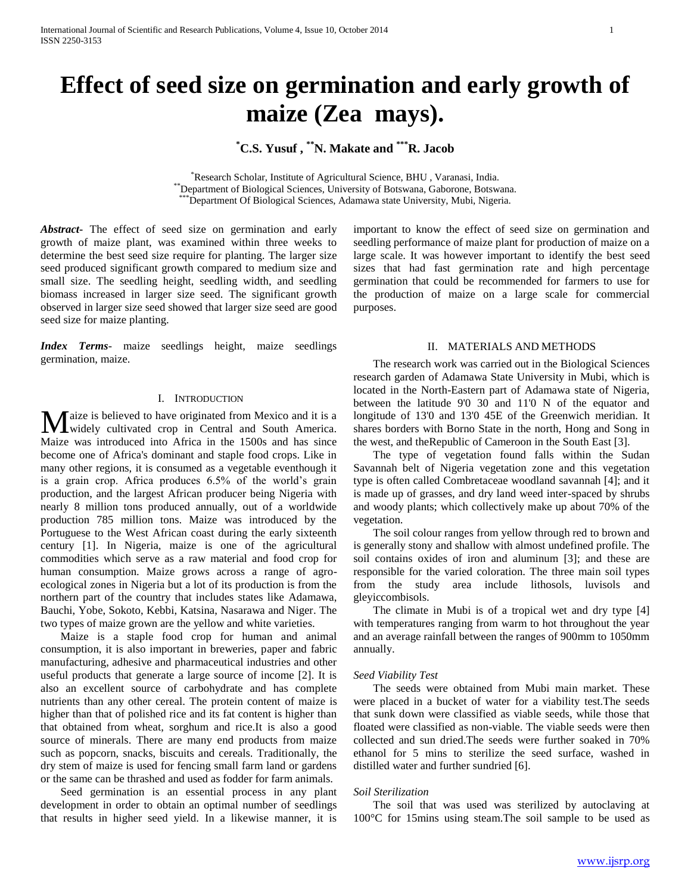# Effect of seed size on germination and early growth of maize (Zea mays).

**[*]C.S. Yusuf , [**]N. Makate and [***]R. Jacob**

[*]Research Scholar, Institute of Agricultural Science, BHU , Varanasi, India.
[**]Department of Biological Sciences, University of Botswana, Gaborone, Botswana.
[***]Department Of Biological Sciences, Adamawa state University, Mubi, Nigeria.

***Abstract-*** The effect of seed size on germination and early growth of maize plant, was examined within three weeks to determine the best seed size require for planting. The larger size seed produced significant growth compared to medium size and small size. The seedling height, seedling width, and seedling biomass increased in larger size seed. The significant growth observed in larger size seed showed that larger size seed are good seed size for maize planting.

***Index Terms-*** maize seedlings height, maize seedlings germination, maize.

## I. Introduction

Maize is believed to have originated from Mexico and it is a widely cultivated crop in Central and South America. Maize was introduced into Africa in the 1500s and has since become one of Africa's dominant and staple food crops. Like in many other regions, it is consumed as a vegetable eventhough it is a grain crop. Africa produces 6.5% of the world's grain production, and the largest African producer being Nigeria with nearly 8 million tons produced annually, out of a worldwide production 785 million tons. Maize was introduced by the Portuguese to the West African coast during the early sixteenth century [1]. In Nigeria, maize is one of the agricultural commodities which serve as a raw material and food crop for human consumption. Maize grows across a range of agro-ecological zones in Nigeria but a lot of its production is from the northern part of the country that includes states like Adamawa, Bauchi, Yobe, Sokoto, Kebbi, Katsina, Nasarawa and Niger. The two types of maize grown are the yellow and white varieties.

Maize is a staple food crop for human and animal consumption, it is also important in breweries, paper and fabric manufacturing, adhesive and pharmaceutical industries and other useful products that generate a large source of income [2]. It is also an excellent source of carbohydrate and has complete nutrients than any other cereal. The protein content of maize is higher than that of polished rice and its fat content is higher than that obtained from wheat, sorghum and rice.It is also a good source of minerals. There are many end products from maize such as popcorn, snacks, biscuits and cereals. Traditionally, the dry stem of maize is used for fencing small farm land or gardens or the same can be thrashed and used as fodder for farm animals.

Seed germination is an essential process in any plant development in order to obtain an optimal number of seedlings that results in higher seed yield. In a likewise manner, it is important to know the effect of seed size on germination and seedling performance of maize plant for production of maize on a large scale. It was however important to identify the best seed sizes that had fast germination rate and high percentage germination that could be recommended for farmers to use for the production of maize on a large scale for commercial purposes.

## II. Materials and Methods

The research work was carried out in the Biological Sciences research garden of Adamawa State University in Mubi, which is located in the North-Eastern part of Adamawa state of Nigeria, between the latitude 9'0 30 and 11'0 N of the equator and longitude of 13'0 and 13'0 45E of the Greenwich meridian. It shares borders with Borno State in the north, Hong and Song in the west, and theRepublic of Cameroon in the South East [3].

The type of vegetation found falls within the Sudan Savannah belt of Nigeria vegetation zone and this vegetation type is often called Combretaceae woodland savannah [4]; and it is made up of grasses, and dry land weed inter-spaced by shrubs and woody plants; which collectively make up about 70% of the vegetation.

The soil colour ranges from yellow through red to brown and is generally stony and shallow with almost undefined profile. The soil contains oxides of iron and aluminum [3]; and these are responsible for the varied coloration. The three main soil types from the study area include lithosols, luvisols and gleyiccombisols.

The climate in Mubi is of a tropical wet and dry type [4] with temperatures ranging from warm to hot throughout the year and an average rainfall between the ranges of 900mm to 1050mm annually.

### *Seed Viability Test*

The seeds were obtained from Mubi main market. These were placed in a bucket of water for a viability test.The seeds that sunk down were classified as viable seeds, while those that floated were classified as non-viable. The viable seeds were then collected and sun dried.The seeds were further soaked in 70% ethanol for 5 mins to sterilize the seed surface, washed in distilled water and further sundried [6].

### *Soil Sterilization*

The soil that was used was sterilized by autoclaving at 100°C for 15mins using steam.The soil sample to be used as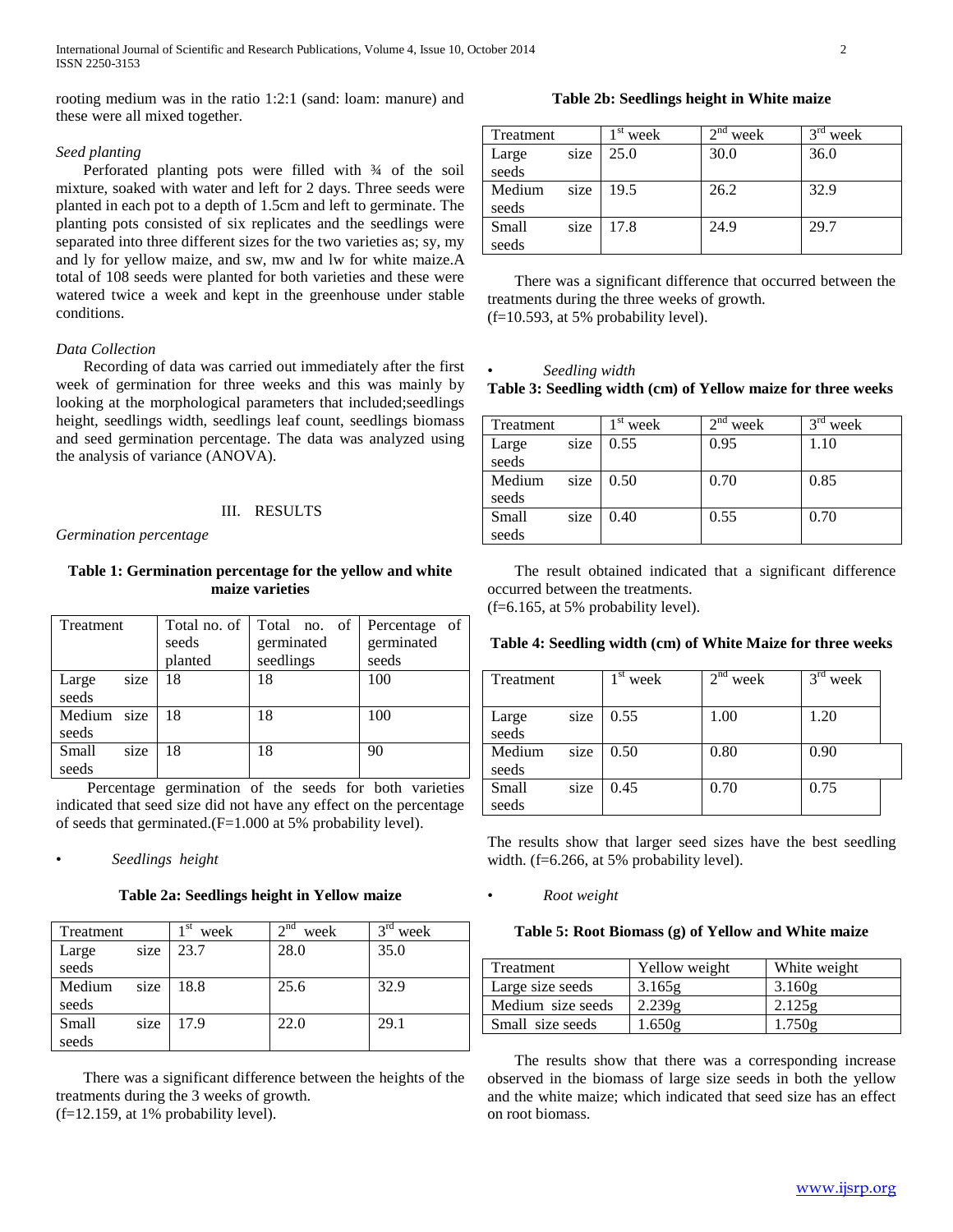rooting medium was in the ratio 1:2:1 (sand: loam: manure) and these were all mixed together.

*Seed planting*

Perforated planting pots were filled with ¾ of the soil mixture, soaked with water and left for 2 days. Three seeds were planted in each pot to a depth of 1.5cm and left to germinate. The planting pots consisted of six replicates and the seedlings were separated into three different sizes for the two varieties as; sy, my and ly for yellow maize, and sw, mw and lw for white maize.A total of 108 seeds were planted for both varieties and these were watered twice a week and kept in the greenhouse under stable conditions.

*Data Collection*

Recording of data was carried out immediately after the first week of germination for three weeks and this was mainly by looking at the morphological parameters that included;seedlings height, seedlings width, seedlings leaf count, seedlings biomass and seed germination percentage. The data was analyzed using the analysis of variance (ANOVA).

## III. RESULTS

*Germination percentage*

**Table 1: Germination percentage for the yellow and white maize varieties**

| Treatment | Total no. of seeds planted | Total no. of germinated seedlings | Percentage of germinated seeds |
|---|---|---|---|
| Large size seeds | 18 | 18 | 100 |
| Medium size seeds | 18 | 18 | 100 |
| Small size seeds | 18 | 18 | 90 |

Percentage germination of the seeds for both varieties indicated that seed size did not have any effect on the percentage of seeds that germinated.(F=1.000 at 5% probability level).

- *Seedlings height*

**Table 2a: Seedlings height in Yellow maize**

| Treatment | 1st week | 2nd week | 3rd week |
|---|---|---|---|
| Large size seeds | 23.7 | 28.0 | 35.0 |
| Medium size seeds | 18.8 | 25.6 | 32.9 |
| Small size seeds | 17.9 | 22.0 | 29.1 |

There was a significant difference between the heights of the treatments during the 3 weeks of growth.
(f=12.159, at 1% probability level).

**Table 2b: Seedlings height in White maize**

| Treatment | 1st week | 2nd week | 3rd week |
|---|---|---|---|
| Large size seeds | 25.0 | 30.0 | 36.0 |
| Medium size seeds | 19.5 | 26.2 | 32.9 |
| Small size seeds | 17.8 | 24.9 | 29.7 |

There was a significant difference that occurred between the treatments during the three weeks of growth.
(f=10.593, at 5% probability level).

- *Seedling width*

**Table 3: Seedling width (cm) of Yellow maize for three weeks**

| Treatment | 1st week | 2nd week | 3rd week |
|---|---|---|---|
| Large size seeds | 0.55 | 0.95 | 1.10 |
| Medium size seeds | 0.50 | 0.70 | 0.85 |
| Small size seeds | 0.40 | 0.55 | 0.70 |

The result obtained indicated that a significant difference occurred between the treatments.
(f=6.165, at 5% probability level).

**Table 4: Seedling width (cm) of White Maize for three weeks**

| Treatment | 1st week | 2nd week | 3rd week |
|---|---|---|---|
| Large size seeds | 0.55 | 1.00 | 1.20 |
| Medium size seeds | 0.50 | 0.80 | 0.90 |
| Small size seeds | 0.45 | 0.70 | 0.75 |

The results show that larger seed sizes have the best seedling width. (f=6.266, at 5% probability level).

- *Root weight*

**Table 5: Root Biomass (g) of Yellow and White maize**

| Treatment | Yellow weight | White weight |
|---|---|---|
| Large size seeds | 3.165g | 3.160g |
| Medium size seeds | 2.239g | 2.125g |
| Small size seeds | 1.650g | 1.750g |

The results show that there was a corresponding increase observed in the biomass of large size seeds in both the yellow and the white maize; which indicated that seed size has an effect on root biomass.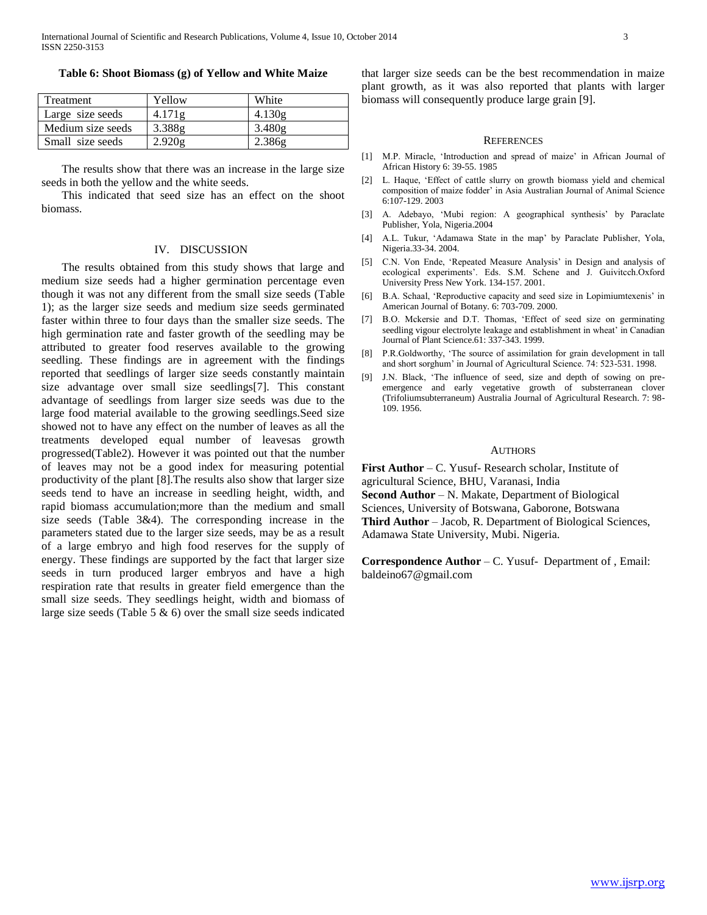**Table 6: Shoot Biomass (g) of Yellow and White Maize**

| Treatment | Yellow | White |
|---|---|---|
| Large size seeds | 4.171g | 4.130g |
| Medium size seeds | 3.388g | 3.480g |
| Small size seeds | 2.920g | 2.386g |

The results show that there was an increase in the large size seeds in both the yellow and the white seeds.

This indicated that seed size has an effect on the shoot biomass.

## IV. DISCUSSION

The results obtained from this study shows that large and medium size seeds had a higher germination percentage even though it was not any different from the small size seeds (Table 1); as the larger size seeds and medium size seeds germinated faster within three to four days than the smaller size seeds. The high germination rate and faster growth of the seedling may be attributed to greater food reserves available to the growing seedling. These findings are in agreement with the findings reported that seedlings of larger size seeds constantly maintain size advantage over small size seedlings[7]. This constant advantage of seedlings from larger size seeds was due to the large food material available to the growing seedlings.Seed size showed not to have any effect on the number of leaves as all the treatments developed equal number of leavesas growth progressed(Table2). However it was pointed out that the number of leaves may not be a good index for measuring potential productivity of the plant [8].The results also show that larger size seeds tend to have an increase in seedling height, width, and rapid biomass accumulation;more than the medium and small size seeds (Table 3&4). The corresponding increase in the parameters stated due to the larger size seeds, may be as a result of a large embryo and high food reserves for the supply of energy. These findings are supported by the fact that larger size seeds in turn produced larger embryos and have a high respiration rate that results in greater field emergence than the small size seeds. They seedlings height, width and biomass of large size seeds (Table 5 & 6) over the small size seeds indicated that larger size seeds can be the best recommendation in maize plant growth, as it was also reported that plants with larger biomass will consequently produce large grain [9].

## REFERENCES

[1] M.P. Miracle, 'Introduction and spread of maize' in African Journal of African History 6: 39-55. 1985

[2] L. Haque, 'Effect of cattle slurry on growth biomass yield and chemical composition of maize fodder' in Asia Australian Journal of Animal Science 6:107-129. 2003

[3] A. Adebayo, 'Mubi region: A geographical synthesis' by Paraclate Publisher, Yola, Nigeria.2004

[4] A.L. Tukur, 'Adamawa State in the map' by Paraclate Publisher, Yola, Nigeria.33-34. 2004.

[5] C.N. Von Ende, 'Repeated Measure Analysis' in Design and analysis of ecological experiments'. Eds. S.M. Schene and J. Guivitcch.Oxford University Press New York. 134-157. 2001.

[6] B.A. Schaal, 'Reproductive capacity and seed size in Lopimiumtexenis' in American Journal of Botany. 6: 703-709. 2000.

[7] B.O. Mckersie and D.T. Thomas, 'Effect of seed size on germinating seedling vigour electrolyte leakage and establishment in wheat' in Canadian Journal of Plant Science.61: 337-343. 1999.

[8] P.R.Goldworthy, 'The source of assimilation for grain development in tall and short sorghum' in Journal of Agricultural Science. 74: 523-531. 1998.

[9] J.N. Black, 'The influence of seed, size and depth of sowing on pre-emergence and early vegetative growth of substerranean clover (Trifoliumsubterraneum) Australia Journal of Agricultural Research. 7: 98-109. 1956.

## AUTHORS

**First Author** – C. Yusuf- Research scholar, Institute of agricultural Science, BHU, Varanasi, India
**Second Author** – N. Makate, Department of Biological Sciences, University of Botswana, Gaborone, Botswana
**Third Author** – Jacob, R. Department of Biological Sciences, Adamawa State University, Mubi. Nigeria.

**Correspondence Author** – C. Yusuf- Department of , Email: baldeino67@gmail.com